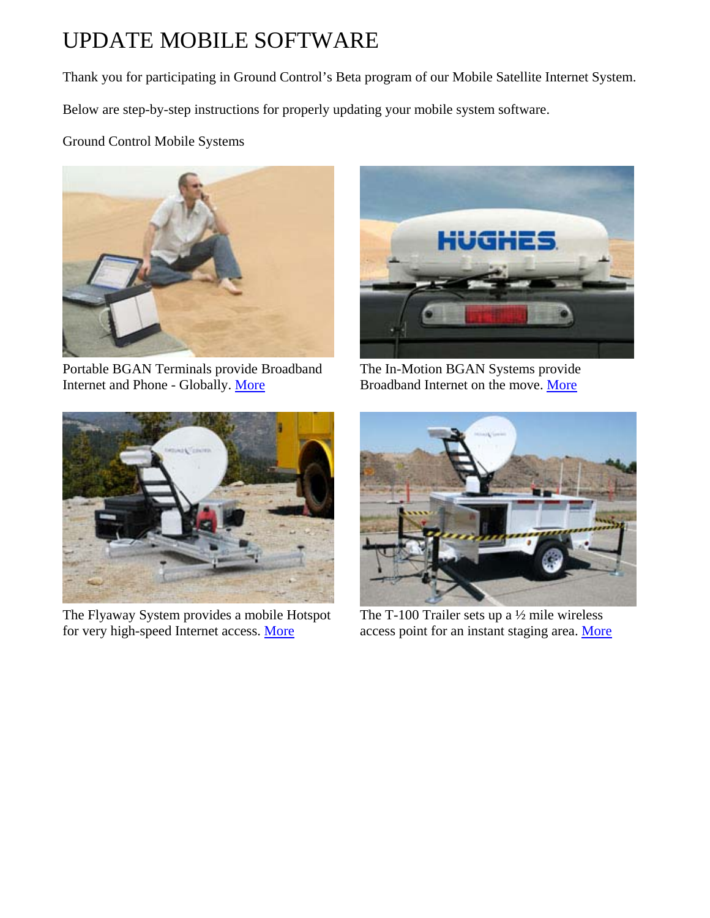# UPDATE MOBILE SOFTWARE

Thank you for participating in Ground Control's Beta program of our Mobile Satellite Internet System.

Below are step-by-step instructions for properly updating your mobile system software.

Ground Control Mobile Systems

Portable BGAN Terminals provide Broadband Internet and Phone - Globally. More

The In-Motion BGAN Systems provide Broadband Internet on the move. More

The Flyaway System provides a mobile Hotspot for very high-speed Internet access. More

The T-100 Trailer sets up a ½ mile wireless access point for an instant staging area. More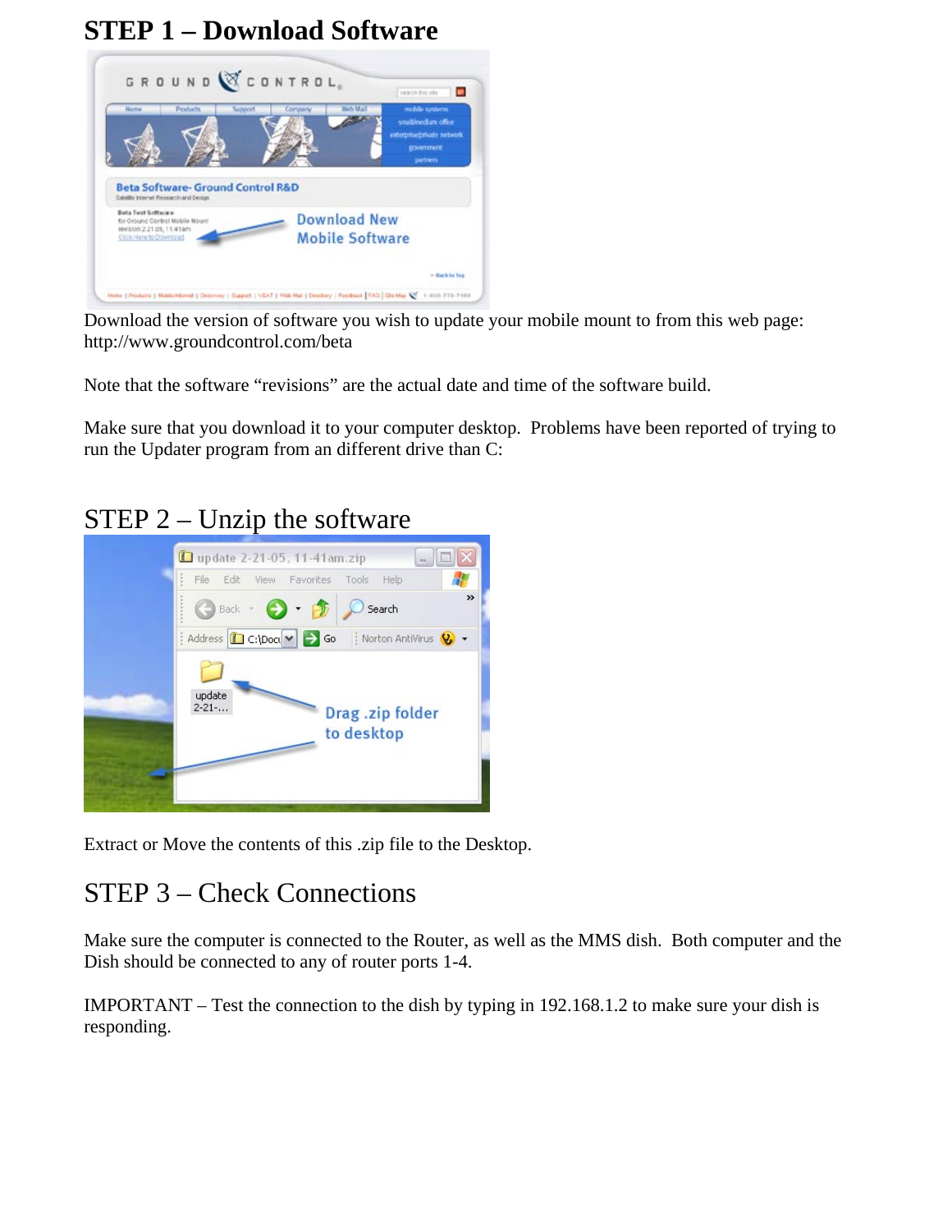# STEP 1 – Download Software

Download the version of software you wish to update your mobile mount to from this web page: http://www.groundcontrol.com/beta

Note that the software "revisions" are the actual date and time of the software build.

Make sure that you download it to your computer desktop. Problems have been reported of trying to run the Updater program from an different drive than C:

## STEP 2 – Unzip the software

Extract or Move the contents of this .zip file to the Desktop.

## STEP 3 – Check Connections

Make sure the computer is connected to the Router, as well as the MMS dish. Both computer and the Dish should be connected to any of router ports 1-4.

IMPORTANT – Test the connection to the dish by typing in 192.168.1.2 to make sure your dish is responding.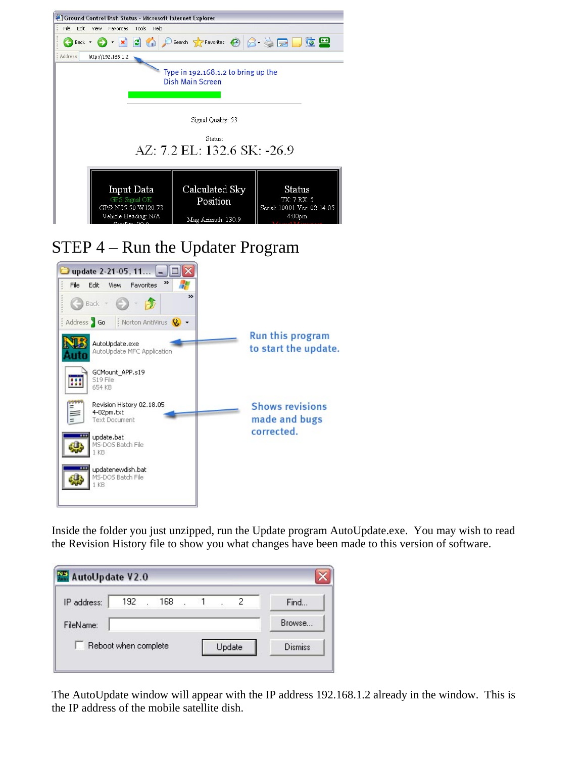## STEP 4 – Run the Updater Program

Inside the folder you just unzipped, run the Update program AutoUpdate.exe. You may wish to read the Revision History file to show you what changes have been made to this version of software.

The AutoUpdate window will appear with the IP address 192.168.1.2 already in the window. This is the IP address of the mobile satellite dish.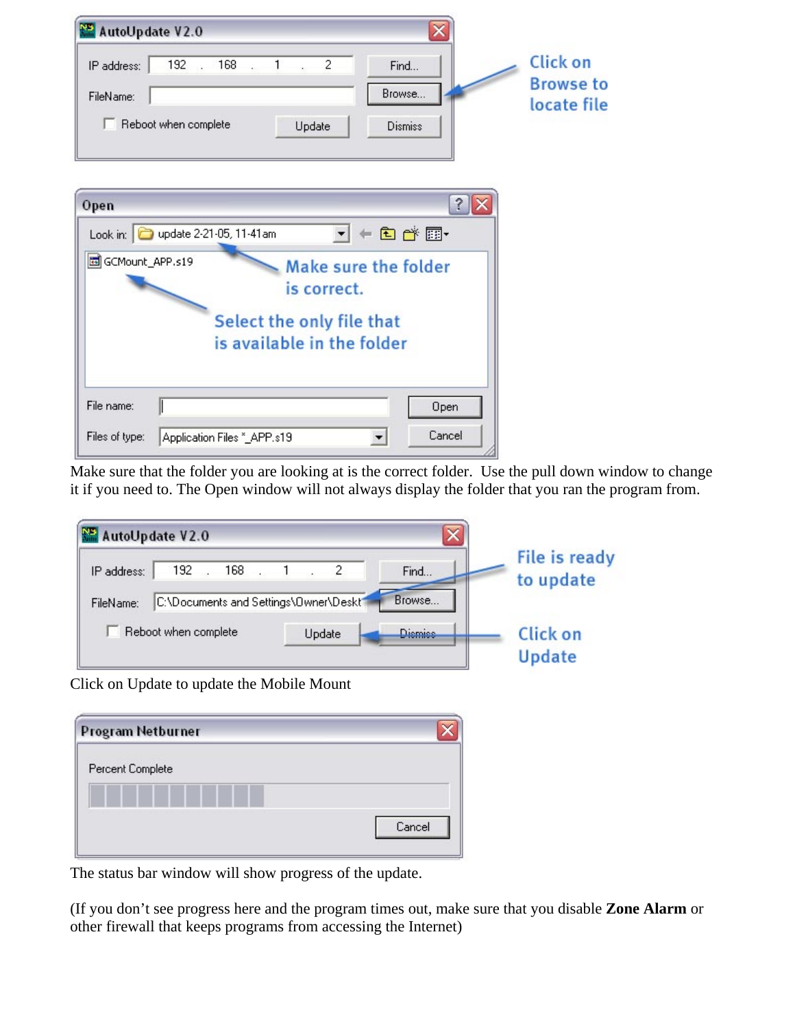Make sure that the folder you are looking at is the correct folder. Use the pull down window to change it if you need to. The Open window will not always display the folder that you ran the program from.

Click on Update to update the Mobile Mount

The status bar window will show progress of the update.

(If you don't see progress here and the program times out, make sure that you disable **Zone Alarm** or other firewall that keeps programs from accessing the Internet)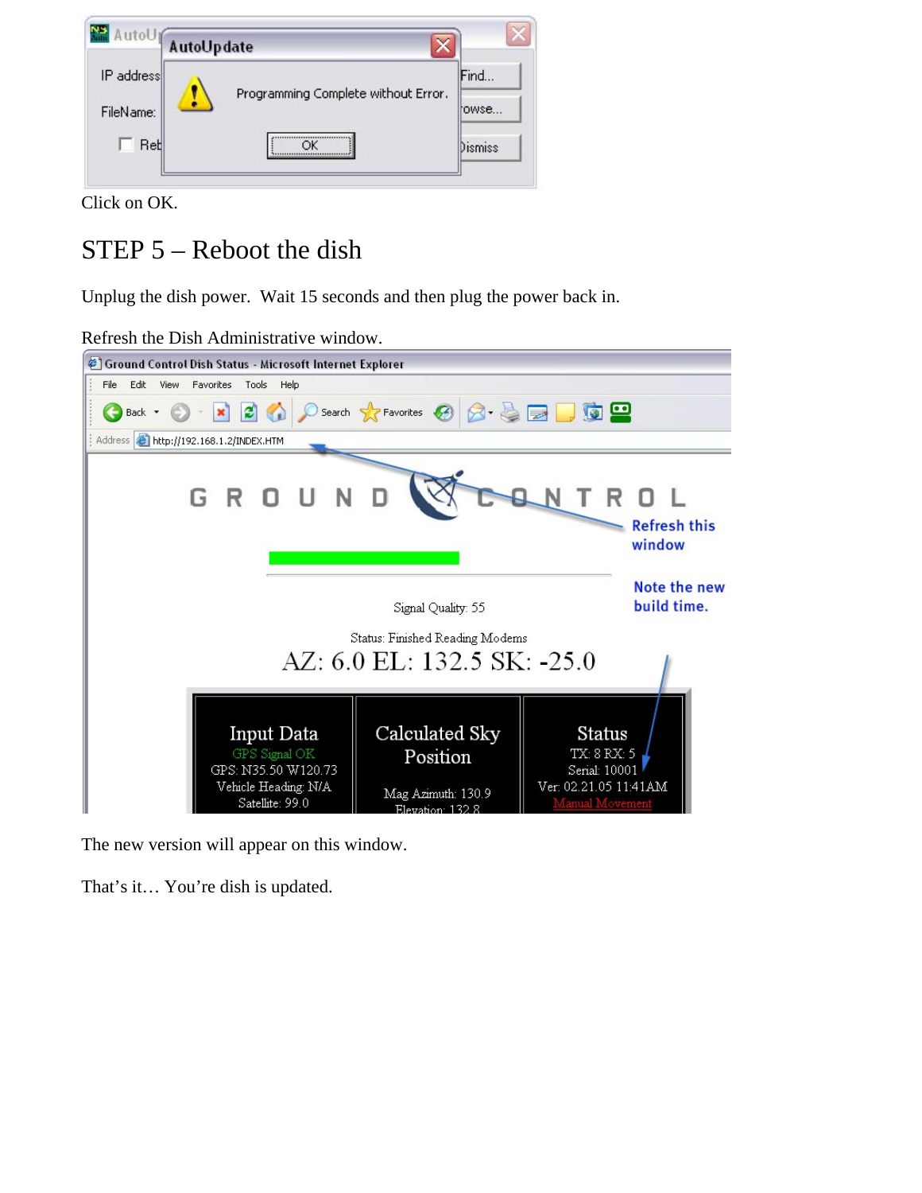Click on OK.

## STEP 5 – Reboot the dish

Unplug the dish power. Wait 15 seconds and then plug the power back in.

Refresh the Dish Administrative window.

The new version will appear on this window.

That's it… You're dish is updated.